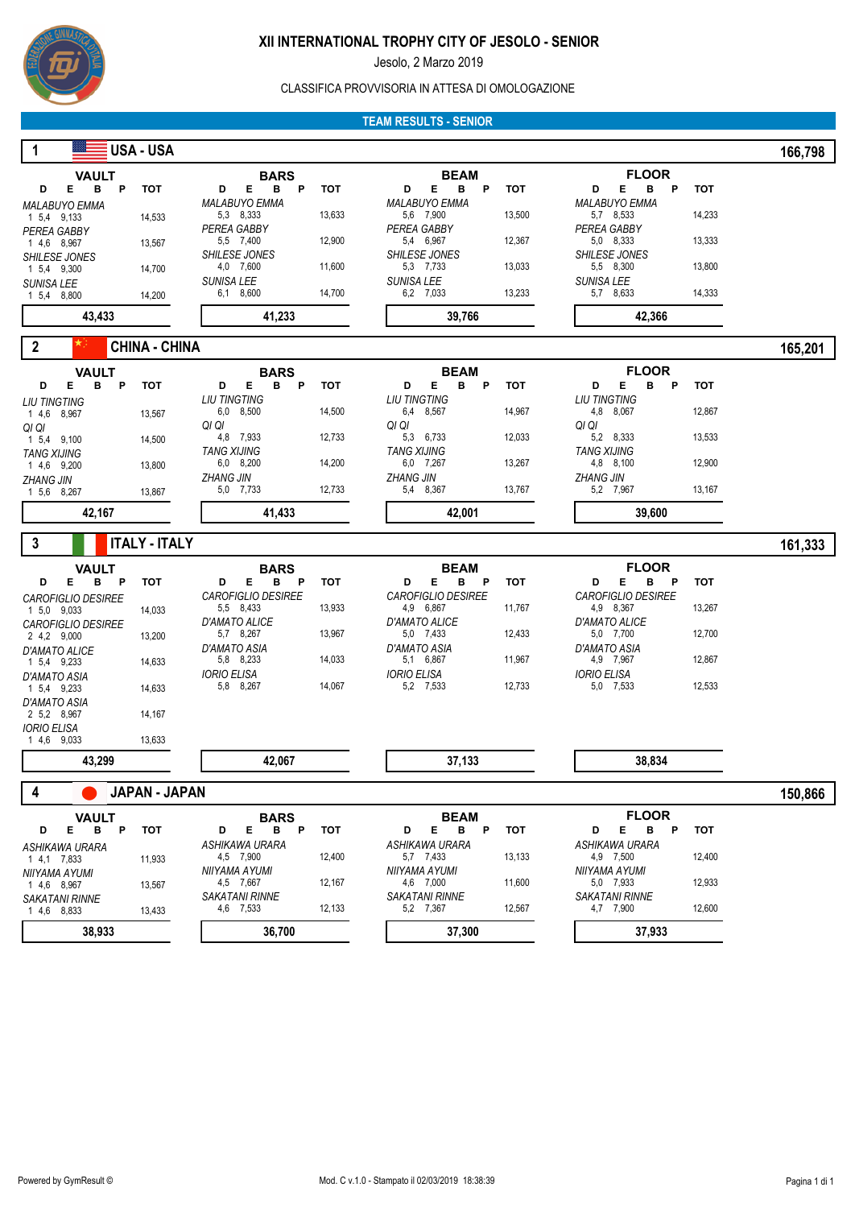# XII INTERNATIONAL TROPHY CITY OF JESOLO - SENIOR

Jesolo, 2 Marzo 2019

CLASSIFICA PROVVISORIA IN ATTESA DI OMOLOGAZIONE

## TEAM RESULTS - SENIOR

### 1 USA - USA — 166,798

**VAULT**

| Gymnast | D | E | B | P | TOT |
|---|---|---|---|---|---|
| MALABUYO EMMA | 1 5,4 | 9,133 | | | 14,533 |
| PEREA GABBY | 1 4,6 | 8,967 | | | 13,567 |
| SHILESE JONES | 1 5,4 | 9,300 | | | 14,700 |
| SUNISA LEE | 1 5,4 | 8,800 | | | 14,200 |
| | | | | | **43,433** |

**BARS**

| Gymnast | D | E | B | P | TOT |
|---|---|---|---|---|---|
| MALABUYO EMMA | 5,3 | 8,333 | | | 13,633 |
| PEREA GABBY | 5,5 | 7,400 | | | 12,900 |
| SHILESE JONES | 4,0 | 7,600 | | | 11,600 |
| SUNISA LEE | 6,1 | 8,600 | | | 14,700 |
| | | | | | **41,233** |

**BEAM**

| Gymnast | D | E | B | P | TOT |
|---|---|---|---|---|---|
| MALABUYO EMMA | 5,6 | 7,900 | | | 13,500 |
| PEREA GABBY | 5,4 | 6,967 | | | 12,367 |
| SHILESE JONES | 5,3 | 7,733 | | | 13,033 |
| SUNISA LEE | 6,2 | 7,033 | | | 13,233 |
| | | | | | **39,766** |

**FLOOR**

| Gymnast | D | E | B | P | TOT |
|---|---|---|---|---|---|
| MALABUYO EMMA | 5,7 | 8,533 | | | 14,233 |
| PEREA GABBY | 5,0 | 8,333 | | | 13,333 |
| SHILESE JONES | 5,5 | 8,300 | | | 13,800 |
| SUNISA LEE | 5,7 | 8,633 | | | 14,333 |
| | | | | | **42,366** |

### 2 CHINA - CHINA — 165,201

**VAULT**

| Gymnast | D | E | B | P | TOT |
|---|---|---|---|---|---|
| LIU TINGTING | 1 4,6 | 8,967 | | | 13,567 |
| QI QI | 1 5,4 | 9,100 | | | 14,500 |
| TANG XIJING | 1 4,6 | 9,200 | | | 13,800 |
| ZHANG JIN | 1 5,6 | 8,267 | | | 13,867 |
| | | | | | **42,167** |

**BARS**

| Gymnast | D | E | B | P | TOT |
|---|---|---|---|---|---|
| LIU TINGTING | 6,0 | 8,500 | | | 14,500 |
| QI QI | 4,8 | 7,933 | | | 12,733 |
| TANG XIJING | 6,0 | 8,200 | | | 14,200 |
| ZHANG JIN | 5,0 | 7,733 | | | 12,733 |
| | | | | | **41,433** |

**BEAM**

| Gymnast | D | E | B | P | TOT |
|---|---|---|---|---|---|
| LIU TINGTING | 6,4 | 8,567 | | | 14,967 |
| QI QI | 5,3 | 6,733 | | | 12,033 |
| TANG XIJING | 6,0 | 7,267 | | | 13,267 |
| ZHANG JIN | 5,4 | 8,367 | | | 13,767 |
| | | | | | **42,001** |

**FLOOR**

| Gymnast | D | E | B | P | TOT |
|---|---|---|---|---|---|
| LIU TINGTING | 4,8 | 8,067 | | | 12,867 |
| QI QI | 5,2 | 8,333 | | | 13,533 |
| TANG XIJING | 4,8 | 8,100 | | | 12,900 |
| ZHANG JIN | 5,2 | 7,967 | | | 13,167 |
| | | | | | **39,600** |

### 3 ITALY - ITALY — 161,333

**VAULT**

| Gymnast | D | E | B | P | TOT |
|---|---|---|---|---|---|
| CAROFIGLIO DESIREE | 1 5,0 | 9,033 | | | 14,033 |
| CAROFIGLIO DESIREE | 2 4,2 | 9,000 | | | 13,200 |
| D'AMATO ALICE | 1 5,4 | 9,233 | | | 14,633 |
| D'AMATO ASIA | 1 5,4 | 9,233 | | | 14,633 |
| D'AMATO ASIA | 2 5,2 | 8,967 | | | 14,167 |
| IORIO ELISA | 1 4,6 | 9,033 | | | 13,633 |
| | | | | | **43,299** |

**BARS**

| Gymnast | D | E | B | P | TOT |
|---|---|---|---|---|---|
| CAROFIGLIO DESIREE | 5,5 | 8,433 | | | 13,933 |
| D'AMATO ALICE | 5,7 | 8,267 | | | 13,967 |
| D'AMATO ASIA | 5,8 | 8,233 | | | 14,033 |
| IORIO ELISA | 5,8 | 8,267 | | | 14,067 |
| | | | | | **42,067** |

**BEAM**

| Gymnast | D | E | B | P | TOT |
|---|---|---|---|---|---|
| CAROFIGLIO DESIREE | 4,9 | 6,867 | | | 11,767 |
| D'AMATO ALICE | 5,0 | 7,433 | | | 12,433 |
| D'AMATO ASIA | 5,1 | 6,867 | | | 11,967 |
| IORIO ELISA | 5,2 | 7,533 | | | 12,733 |
| | | | | | **37,133** |

**FLOOR**

| Gymnast | D | E | B | P | TOT |
|---|---|---|---|---|---|
| CAROFIGLIO DESIREE | 4,9 | 8,367 | | | 13,267 |
| D'AMATO ALICE | 5,0 | 7,700 | | | 12,700 |
| D'AMATO ASIA | 4,9 | 7,967 | | | 12,867 |
| IORIO ELISA | 5,0 | 7,533 | | | 12,533 |
| | | | | | **38,834** |

### 4 JAPAN - JAPAN — 150,866

**VAULT**

| Gymnast | D | E | B | P | TOT |
|---|---|---|---|---|---|
| ASHIKAWA URARA | 1 4,1 | 7,833 | | | 11,933 |
| NIIYAMA AYUMI | 1 4,6 | 8,967 | | | 13,567 |
| SAKATANI RINNE | 1 4,6 | 8,833 | | | 13,433 |
| | | | | | **38,933** |

**BARS**

| Gymnast | D | E | B | P | TOT |
|---|---|---|---|---|---|
| ASHIKAWA URARA | 4,5 | 7,900 | | | 12,400 |
| NIIYAMA AYUMI | 4,5 | 7,667 | | | 12,167 |
| SAKATANI RINNE | 4,6 | 7,533 | | | 12,133 |
| | | | | | **36,700** |

**BEAM**

| Gymnast | D | E | B | P | TOT |
|---|---|---|---|---|---|
| ASHIKAWA URARA | 5,7 | 7,433 | | | 13,133 |
| NIIYAMA AYUMI | 4,6 | 7,000 | | | 11,600 |
| SAKATANI RINNE | 5,2 | 7,367 | | | 12,567 |
| | | | | | **37,300** |

**FLOOR**

| Gymnast | D | E | B | P | TOT |
|---|---|---|---|---|---|
| ASHIKAWA URARA | 4,9 | 7,500 | | | 12,400 |
| NIIYAMA AYUMI | 5,0 | 7,933 | | | 12,933 |
| SAKATANI RINNE | 4,7 | 7,900 | | | 12,600 |
| | | | | | **37,933** |

Powered by GymResult © — Mod. C v.1.0 - Stampato il 02/03/2019 18:38:39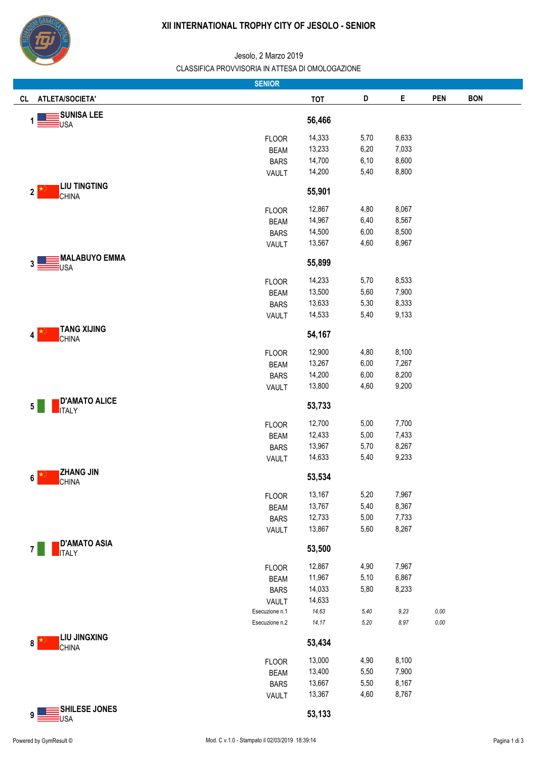# XII INTERNATIONAL TROPHY CITY OF JESOLO - SENIOR

Jesolo, 2 Marzo 2019

CLASSIFICA PROVVISORIA IN ATTESA DI OMOLOGAZIONE

## SENIOR

| CL | ATLETA/SOCIETA' | | TOT | D | E | PEN | BON |
|---|---|---|---|---|---|---|---|
| 1 | SUNISA LEE<br>USA | | 56,466 | | | | |
| | | FLOOR | 14,333 | 5,70 | 8,633 | | |
| | | BEAM | 13,233 | 6,20 | 7,033 | | |
| | | BARS | 14,700 | 6,10 | 8,600 | | |
| | | VAULT | 14,200 | 5,40 | 8,800 | | |
| 2 | LIU TINGTING<br>CHINA | | 55,901 | | | | |
| | | FLOOR | 12,867 | 4,80 | 8,067 | | |
| | | BEAM | 14,967 | 6,40 | 8,567 | | |
| | | BARS | 14,500 | 6,00 | 8,500 | | |
| | | VAULT | 13,567 | 4,60 | 8,967 | | |
| 3 | MALABUYO EMMA<br>USA | | 55,899 | | | | |
| | | FLOOR | 14,233 | 5,70 | 8,533 | | |
| | | BEAM | 13,500 | 5,60 | 7,900 | | |
| | | BARS | 13,633 | 5,30 | 8,333 | | |
| | | VAULT | 14,533 | 5,40 | 9,133 | | |
| 4 | TANG XIJING<br>CHINA | | 54,167 | | | | |
| | | FLOOR | 12,900 | 4,80 | 8,100 | | |
| | | BEAM | 13,267 | 6,00 | 7,267 | | |
| | | BARS | 14,200 | 6,00 | 8,200 | | |
| | | VAULT | 13,800 | 4,60 | 9,200 | | |
| 5 | D'AMATO ALICE<br>ITALY | | 53,733 | | | | |
| | | FLOOR | 12,700 | 5,00 | 7,700 | | |
| | | BEAM | 12,433 | 5,00 | 7,433 | | |
| | | BARS | 13,967 | 5,70 | 8,267 | | |
| | | VAULT | 14,633 | 5,40 | 9,233 | | |
| 6 | ZHANG JIN<br>CHINA | | 53,534 | | | | |
| | | FLOOR | 13,167 | 5,20 | 7,967 | | |
| | | BEAM | 13,767 | 5,40 | 8,367 | | |
| | | BARS | 12,733 | 5,00 | 7,733 | | |
| | | VAULT | 13,867 | 5,60 | 8,267 | | |
| 7 | D'AMATO ASIA<br>ITALY | | 53,500 | | | | |
| | | FLOOR | 12,867 | 4,90 | 7,967 | | |
| | | BEAM | 11,967 | 5,10 | 6,867 | | |
| | | BARS | 14,033 | 5,80 | 8,233 | | |
| | | VAULT | 14,633 | | | | |
| | | *Esecuzione n.1* | *14,63* | *5,40* | *9,23* | *0,00* | |
| | | *Esecuzione n.2* | *14,17* | *5,20* | *8,97* | *0,00* | |
| 8 | LIU JINGXING<br>CHINA | | 53,434 | | | | |
| | | FLOOR | 13,000 | 4,90 | 8,100 | | |
| | | BEAM | 13,400 | 5,50 | 7,900 | | |
| | | BARS | 13,667 | 5,50 | 8,167 | | |
| | | VAULT | 13,367 | 4,60 | 8,767 | | |
| 9 | SHILESE JONES<br>USA | | 53,133 | | | | |

Powered by GymResult ©

Mod. C v.1.0 - Stampato il 02/03/2019 18:39:14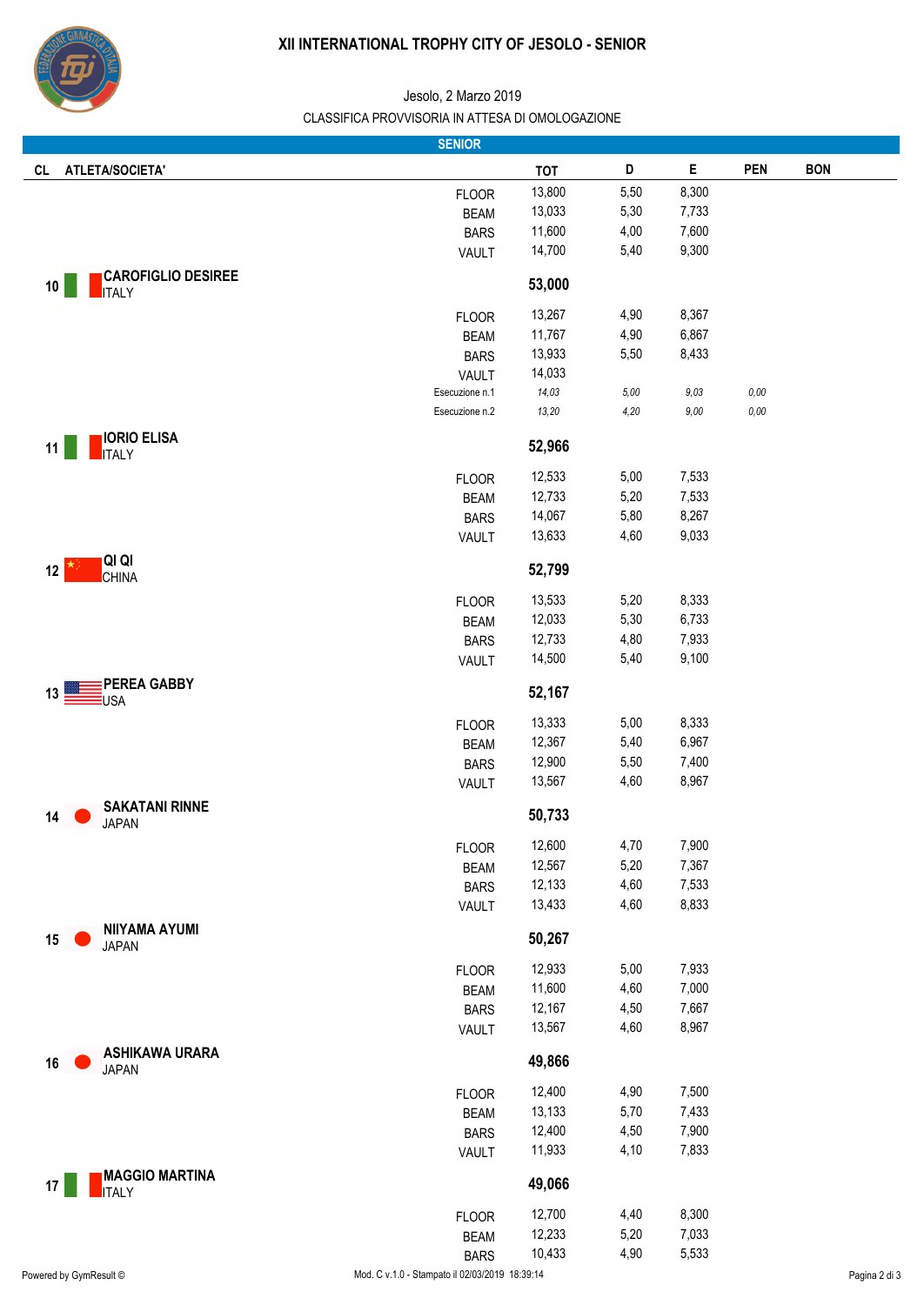# XII INTERNATIONAL TROPHY CITY OF JESOLO - SENIOR

Jesolo, 2 Marzo 2019

CLASSIFICA PROVVISORIA IN ATTESA DI OMOLOGAZIONE

## SENIOR

| CL | ATLETA/SOCIETA' | | TOT | D | E | PEN | BON |
|---|---|---|---|---|---|---|---|
| | | FLOOR | 13,800 | 5,50 | 8,300 | | |
| | | BEAM | 13,033 | 5,30 | 7,733 | | |
| | | BARS | 11,600 | 4,00 | 7,600 | | |
| | | VAULT | 14,700 | 5,40 | 9,300 | | |
| 10 | **CAROFIGLIO DESIREE** ITALY | | **53,000** | | | | |
| | | FLOOR | 13,267 | 4,90 | 8,367 | | |
| | | BEAM | 11,767 | 4,90 | 6,867 | | |
| | | BARS | 13,933 | 5,50 | 8,433 | | |
| | | VAULT | 14,033 | | | | |
| | | *Esecuzione n.1* | *14,03* | *5,00* | *9,03* | *0,00* | |
| | | *Esecuzione n.2* | *13,20* | *4,20* | *9,00* | *0,00* | |
| 11 | **IORIO ELISA** ITALY | | **52,966** | | | | |
| | | FLOOR | 12,533 | 5,00 | 7,533 | | |
| | | BEAM | 12,733 | 5,20 | 7,533 | | |
| | | BARS | 14,067 | 5,80 | 8,267 | | |
| | | VAULT | 13,633 | 4,60 | 9,033 | | |
| 12 | **QI QI** CHINA | | **52,799** | | | | |
| | | FLOOR | 13,533 | 5,20 | 8,333 | | |
| | | BEAM | 12,033 | 5,30 | 6,733 | | |
| | | BARS | 12,733 | 4,80 | 7,933 | | |
| | | VAULT | 14,500 | 5,40 | 9,100 | | |
| 13 | **PEREA GABBY** USA | | **52,167** | | | | |
| | | FLOOR | 13,333 | 5,00 | 8,333 | | |
| | | BEAM | 12,367 | 5,40 | 6,967 | | |
| | | BARS | 12,900 | 5,50 | 7,400 | | |
| | | VAULT | 13,567 | 4,60 | 8,967 | | |
| 14 | **SAKATANI RINNE** JAPAN | | **50,733** | | | | |
| | | FLOOR | 12,600 | 4,70 | 7,900 | | |
| | | BEAM | 12,567 | 5,20 | 7,367 | | |
| | | BARS | 12,133 | 4,60 | 7,533 | | |
| | | VAULT | 13,433 | 4,60 | 8,833 | | |
| 15 | **NIIYAMA AYUMI** JAPAN | | **50,267** | | | | |
| | | FLOOR | 12,933 | 5,00 | 7,933 | | |
| | | BEAM | 11,600 | 4,60 | 7,000 | | |
| | | BARS | 12,167 | 4,50 | 7,667 | | |
| | | VAULT | 13,567 | 4,60 | 8,967 | | |
| 16 | **ASHIKAWA URARA** JAPAN | | **49,866** | | | | |
| | | FLOOR | 12,400 | 4,90 | 7,500 | | |
| | | BEAM | 13,133 | 5,70 | 7,433 | | |
| | | BARS | 12,400 | 4,50 | 7,900 | | |
| | | VAULT | 11,933 | 4,10 | 7,833 | | |
| 17 | **MAGGIO MARTINA** ITALY | | **49,066** | | | | |
| | | FLOOR | 12,700 | 4,40 | 8,300 | | |
| | | BEAM | 12,233 | 5,20 | 7,033 | | |
| | | BARS | 10,433 | 4,90 | 5,533 | | |

Powered by GymResult ©

Mod. C v.1.0 - Stampato il 02/03/2019 18:39:14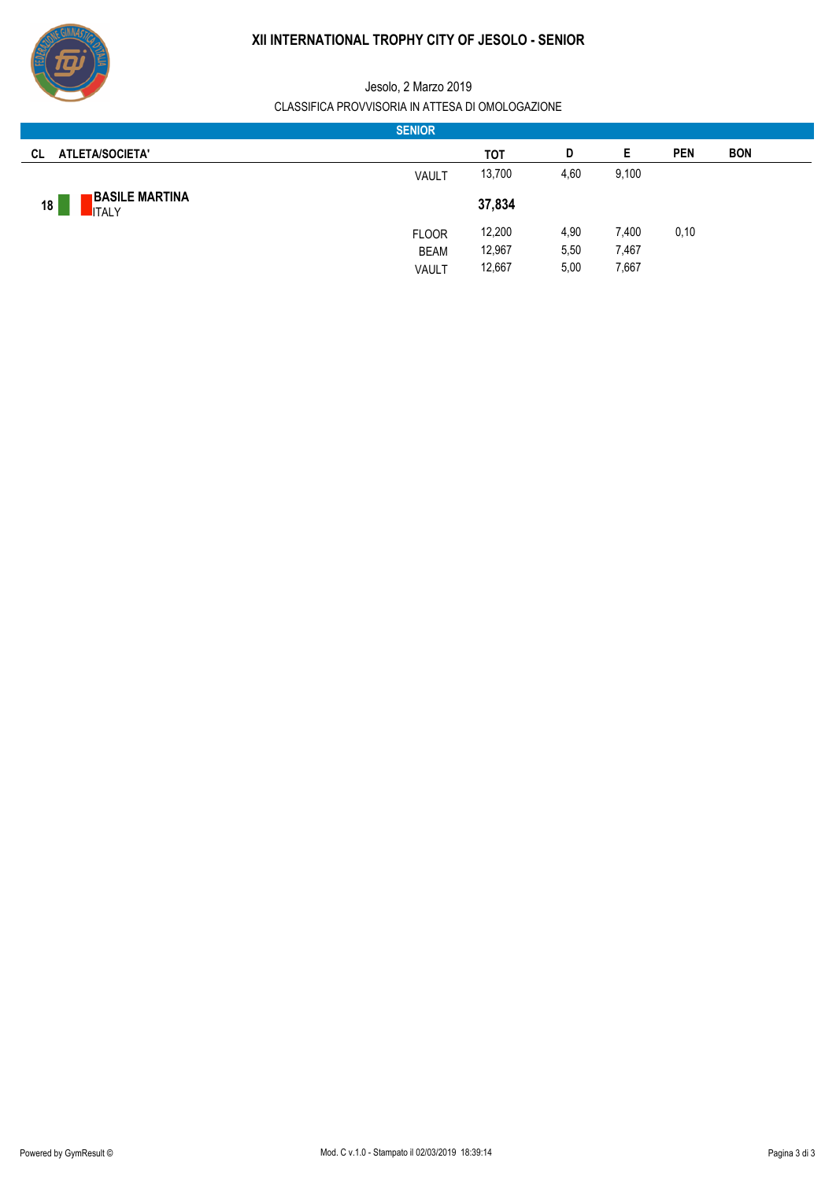# XII INTERNATIONAL TROPHY CITY OF JESOLO - SENIOR

Jesolo, 2 Marzo 2019

CLASSIFICA PROVVISORIA IN ATTESA DI OMOLOGAZIONE

## SENIOR

| CL | ATLETA/SOCIETA' | | TOT | D | E | PEN | BON |
|---|---|---|---|---|---|---|---|
| | | VAULT | 13,700 | 4,60 | 9,100 | | |
| 18 | **BASILE MARTINA** ITALY | | **37,834** | | | | |
| | | FLOOR | 12,200 | 4,90 | 7,400 | 0,10 | |
| | | BEAM | 12,967 | 5,50 | 7,467 | | |
| | | VAULT | 12,667 | 5,00 | 7,667 | | |

Powered by GymResult ©

Mod. C v.1.0 - Stampato il 02/03/2019 18:39:14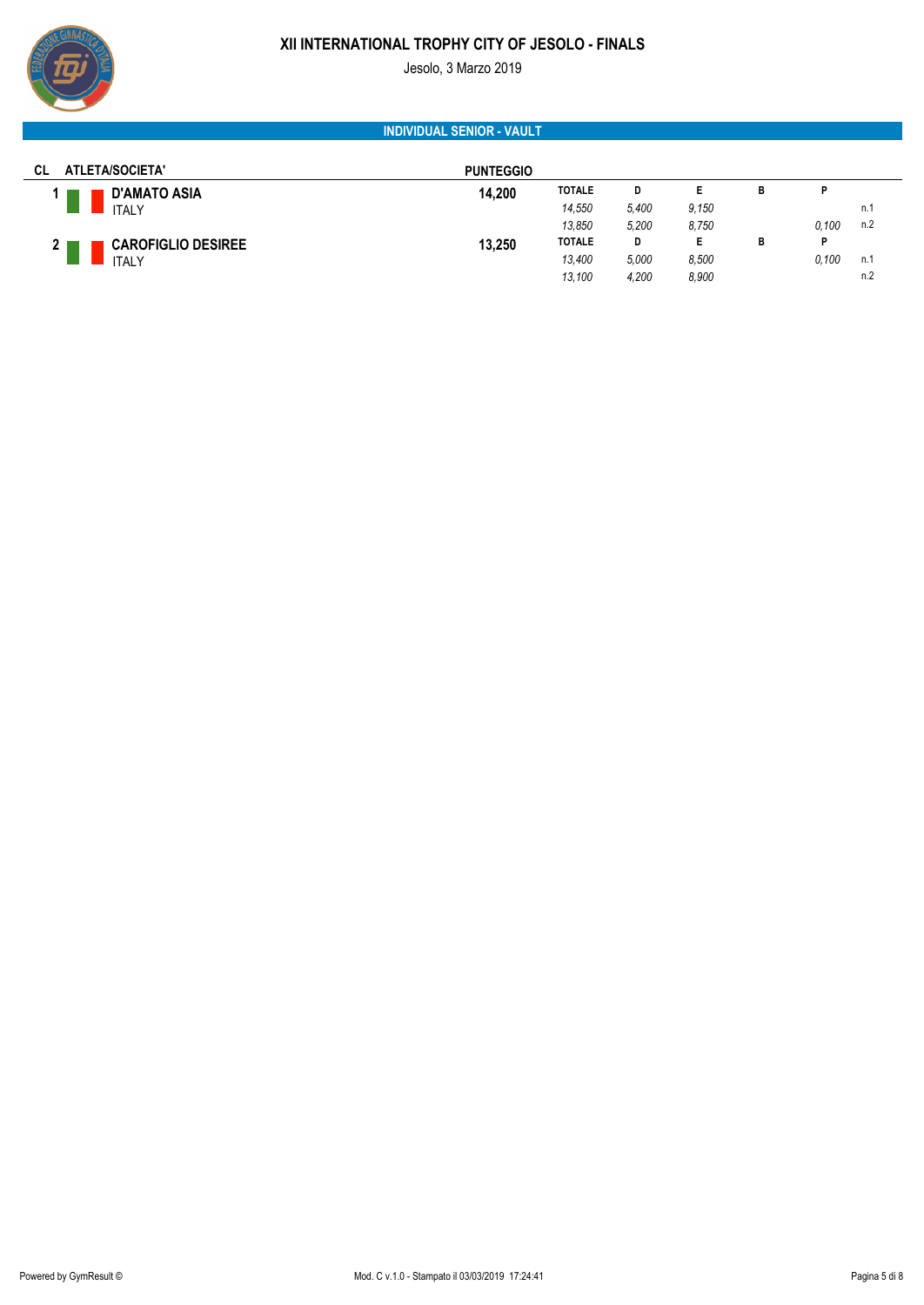# XII INTERNATIONAL TROPHY CITY OF JESOLO - FINALS

Jesolo, 3 Marzo 2019

## INDIVIDUAL SENIOR - VAULT

| CL | ATLETA/SOCIETA' | PUNTEGGIO | TOTALE | D | E | B | P | |
|---|---|---|---|---|---|---|---|---|
| 1 | **D'AMATO ASIA** ITALY | **14,200** | *14,550* | *5,400* | *9,150* | | | n.1 |
| | | | *13,850* | *5,200* | *8,750* | | *0,100* | n.2 |
| 2 | **CAROFIGLIO DESIREE** ITALY | **13,250** | *13,400* | *5,000* | *8,500* | | *0,100* | n.1 |
| | | | *13,100* | *4,200* | *8,900* | | | n.2 |

Powered by GymResult ©

Mod. C v.1.0 - Stampato il 03/03/2019 17:24:41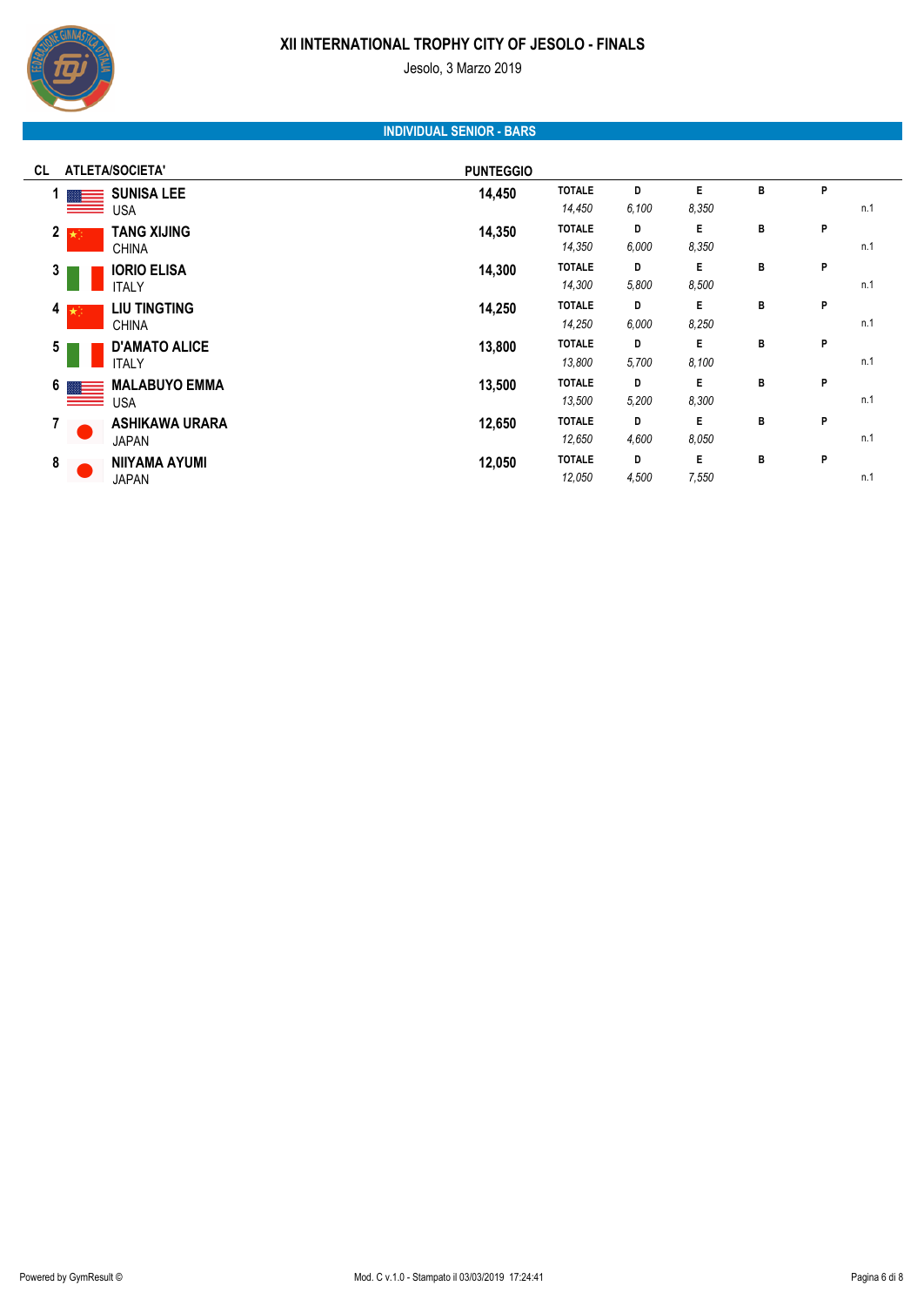# XII INTERNATIONAL TROPHY CITY OF JESOLO - FINALS

Jesolo, 3 Marzo 2019

## INDIVIDUAL SENIOR - BARS

| CL | ATLETA/SOCIETA' | PUNTEGGIO | TOTALE | D | E | B | P | |
|---|---|---|---|---|---|---|---|---|
| 1 | **SUNISA LEE** USA | **14,450** | *14,450* | *6,100* | *8,350* | | | n.1 |
| 2 | **TANG XIJING** CHINA | **14,350** | *14,350* | *6,000* | *8,350* | | | n.1 |
| 3 | **IORIO ELISA** ITALY | **14,300** | *14,300* | *5,800* | *8,500* | | | n.1 |
| 4 | **LIU TINGTING** CHINA | **14,250** | *14,250* | *6,000* | *8,250* | | | n.1 |
| 5 | **D'AMATO ALICE** ITALY | **13,800** | *13,800* | *5,700* | *8,100* | | | n.1 |
| 6 | **MALABUYO EMMA** USA | **13,500** | *13,500* | *5,200* | *8,300* | | | n.1 |
| 7 | **ASHIKAWA URARA** JAPAN | **12,650** | *12,650* | *4,600* | *8,050* | | | n.1 |
| 8 | **NIIYAMA AYUMI** JAPAN | **12,050** | *12,050* | *4,500* | *7,550* | | | n.1 |

Powered by GymResult ©

Mod. C v.1.0 - Stampato il 03/03/2019 17:24:41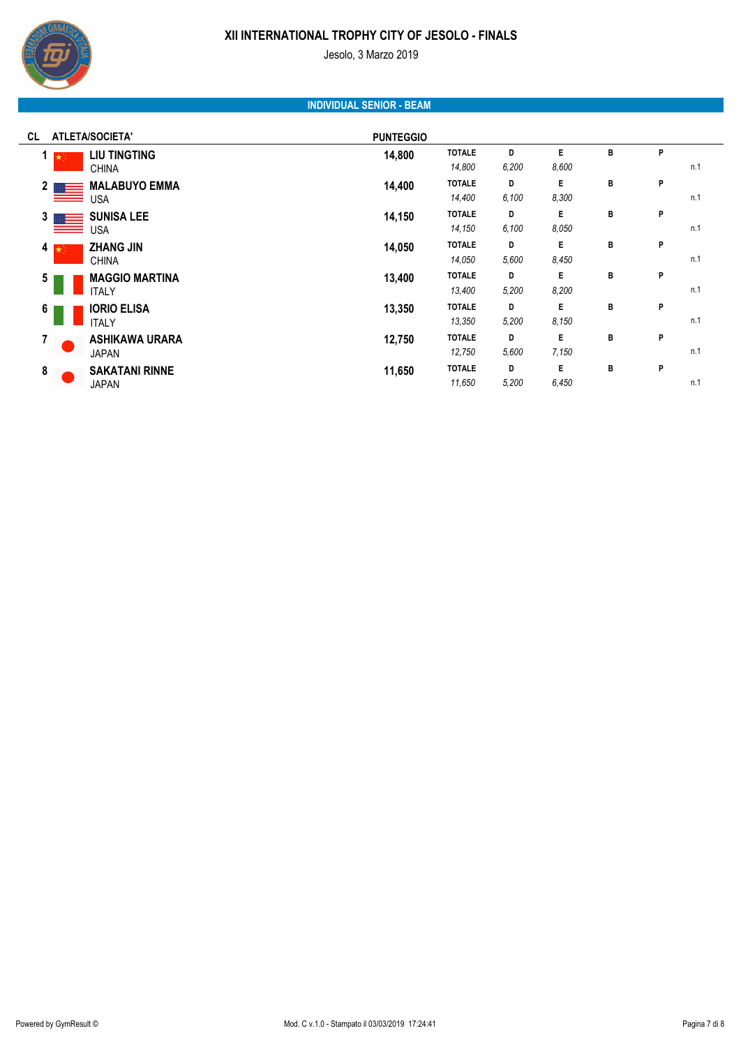# XII INTERNATIONAL TROPHY CITY OF JESOLO - FINALS

Jesolo, 3 Marzo 2019

## INDIVIDUAL SENIOR - BEAM

| CL | ATLETA/SOCIETA' | PUNTEGGIO | TOTALE | D | E | B | P | |
|---|---|---|---|---|---|---|---|---|
| 1 | **LIU TINGTING** CHINA | **14,800** | *14,800* | *6,200* | *8,600* | | | n.1 |
| 2 | **MALABUYO EMMA** USA | **14,400** | *14,400* | *6,100* | *8,300* | | | n.1 |
| 3 | **SUNISA LEE** USA | **14,150** | *14,150* | *6,100* | *8,050* | | | n.1 |
| 4 | **ZHANG JIN** CHINA | **14,050** | *14,050* | *5,600* | *8,450* | | | n.1 |
| 5 | **MAGGIO MARTINA** ITALY | **13,400** | *13,400* | *5,200* | *8,200* | | | n.1 |
| 6 | **IORIO ELISA** ITALY | **13,350** | *13,350* | *5,200* | *8,150* | | | n.1 |
| 7 | **ASHIKAWA URARA** JAPAN | **12,750** | *12,750* | *5,600* | *7,150* | | | n.1 |
| 8 | **SAKATANI RINNE** JAPAN | **11,650** | *11,650* | *5,200* | *6,450* | | | n.1 |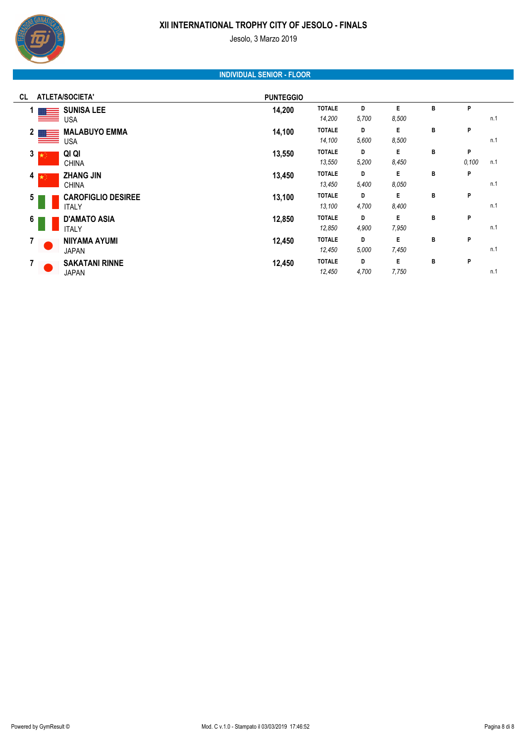# XII INTERNATIONAL TROPHY CITY OF JESOLO - FINALS

Jesolo, 3 Marzo 2019

## INDIVIDUAL SENIOR - FLOOR

| CL | ATLETA/SOCIETA' | PUNTEGGIO | TOTALE | D | E | B | P | |
|---|---|---|---|---|---|---|---|---|
| 1 | **SUNISA LEE**<br>USA | **14,200** | *14,200* | *5,700* | *8,500* | | | n.1 |
| 2 | **MALABUYO EMMA**<br>USA | **14,100** | *14,100* | *5,600* | *8,500* | | | n.1 |
| 3 | **QI QI**<br>CHINA | **13,550** | *13,550* | *5,200* | *8,450* | | *0,100* | n.1 |
| 4 | **ZHANG JIN**<br>CHINA | **13,450** | *13,450* | *5,400* | *8,050* | | | n.1 |
| 5 | **CAROFIGLIO DESIREE**<br>ITALY | **13,100** | *13,100* | *4,700* | *8,400* | | | n.1 |
| 6 | **D'AMATO ASIA**<br>ITALY | **12,850** | *12,850* | *4,900* | *7,950* | | | n.1 |
| 7 | **NIIYAMA AYUMI**<br>JAPAN | **12,450** | *12,450* | *5,000* | *7,450* | | | n.1 |
| 7 | **SAKATANI RINNE**<br>JAPAN | **12,450** | *12,450* | *4,700* | *7,750* | | | n.1 |

Powered by GymResult © Mod. C v.1.0 - Stampato il 03/03/2019 17:46:52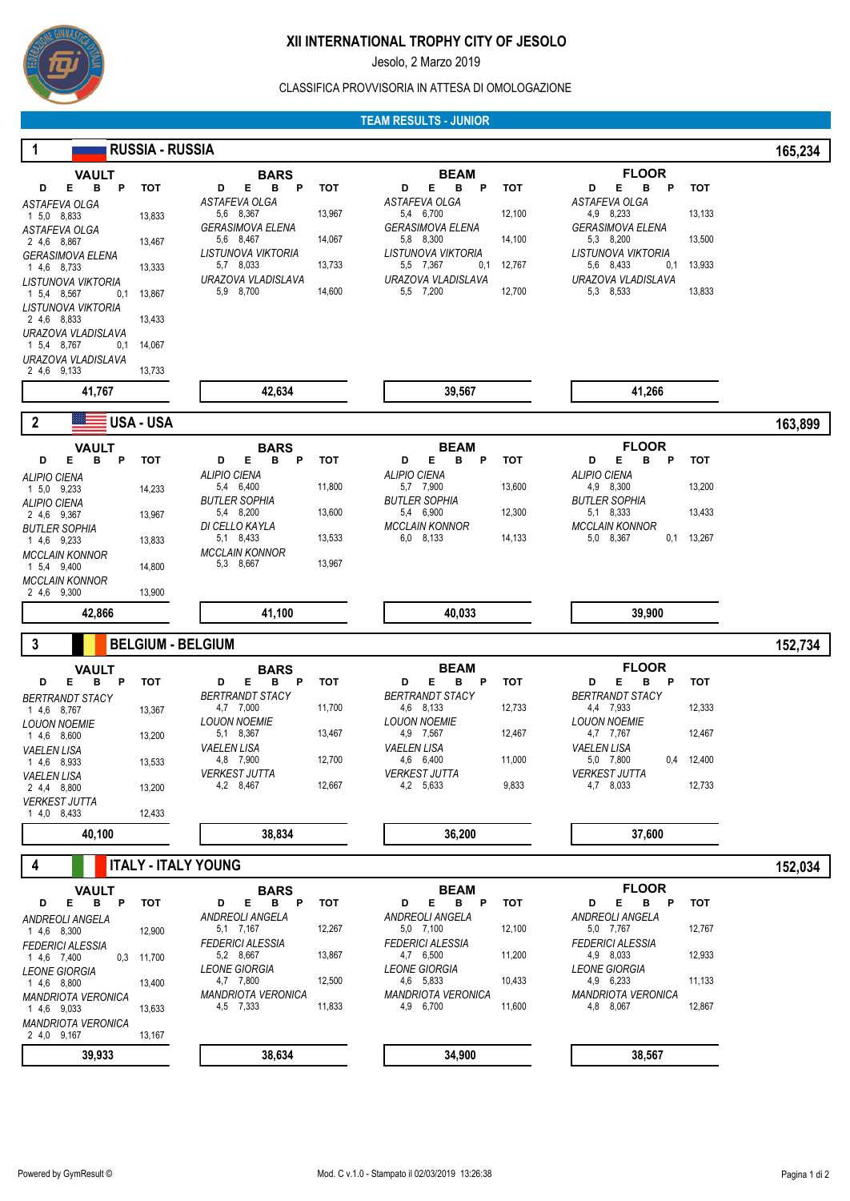# XII INTERNATIONAL TROPHY CITY OF JESOLO

Jesolo, 2 Marzo 2019

CLASSIFICA PROVVISORIA IN ATTESA DI OMOLOGAZIONE

## TEAM RESULTS - JUNIOR

### 1 RUSSIA - RUSSIA — 165,234

**VAULT**

| Gymnast | Vault | D | E | B | P | TOT |
|---|---|---|---|---|---|---|
| ASTAFEVA OLGA | 1 | 5,0 | 8,833 | | | 13,833 |
| ASTAFEVA OLGA | 2 | 4,6 | 8,867 | | | 13,467 |
| GERASIMOVA ELENA | 1 | 4,6 | 8,733 | | | 13,333 |
| LISTUNOVA VIKTORIA | 1 | 5,4 | 8,567 | | 0,1 | 13,867 |
| LISTUNOVA VIKTORIA | 2 | 4,6 | 8,833 | | | 13,433 |
| URAZOVA VLADISLAVA | 1 | 5,4 | 8,767 | | 0,1 | 14,067 |
| URAZOVA VLADISLAVA | 2 | 4,6 | 9,133 | | | 13,733 |
| **Total** | | | | | | **41,767** |

**BARS**

| Gymnast | D | E | B | P | TOT |
|---|---|---|---|---|---|
| ASTAFEVA OLGA | 5,6 | 8,367 | | | 13,967 |
| GERASIMOVA ELENA | 5,6 | 8,467 | | | 14,067 |
| LISTUNOVA VIKTORIA | 5,7 | 8,033 | | | 13,733 |
| URAZOVA VLADISLAVA | 5,9 | 8,700 | | | 14,600 |
| **Total** | | | | | **42,634** |

**BEAM**

| Gymnast | D | E | B | P | TOT |
|---|---|---|---|---|---|
| ASTAFEVA OLGA | 5,4 | 6,700 | | | 12,100 |
| GERASIMOVA ELENA | 5,8 | 8,300 | | | 14,100 |
| LISTUNOVA VIKTORIA | 5,5 | 7,367 | | 0,1 | 12,767 |
| URAZOVA VLADISLAVA | 5,5 | 7,200 | | | 12,700 |
| **Total** | | | | | **39,567** |

**FLOOR**

| Gymnast | D | E | B | P | TOT |
|---|---|---|---|---|---|
| ASTAFEVA OLGA | 4,9 | 8,233 | | | 13,133 |
| GERASIMOVA ELENA | 5,3 | 8,200 | | | 13,500 |
| LISTUNOVA VIKTORIA | 5,6 | 8,433 | | 0,1 | 13,933 |
| URAZOVA VLADISLAVA | 5,3 | 8,533 | | | 13,833 |
| **Total** | | | | | **41,266** |

### 2 USA - USA — 163,899

**VAULT**

| Gymnast | Vault | D | E | B | P | TOT |
|---|---|---|---|---|---|---|
| ALIPIO CIENA | 1 | 5,0 | 9,233 | | | 14,233 |
| ALIPIO CIENA | 2 | 4,6 | 9,367 | | | 13,967 |
| BUTLER SOPHIA | 1 | 4,6 | 9,233 | | | 13,833 |
| MCCLAIN KONNOR | 1 | 5,4 | 9,400 | | | 14,800 |
| MCCLAIN KONNOR | 2 | 4,6 | 9,300 | | | 13,900 |
| **Total** | | | | | | **42,866** |

**BARS**

| Gymnast | D | E | B | P | TOT |
|---|---|---|---|---|---|
| ALIPIO CIENA | 5,4 | 6,400 | | | 11,800 |
| BUTLER SOPHIA | 5,4 | 8,200 | | | 13,600 |
| DI CELLO KAYLA | 5,1 | 8,433 | | | 13,533 |
| MCCLAIN KONNOR | 5,3 | 8,667 | | | 13,967 |
| **Total** | | | | | **41,100** |

**BEAM**

| Gymnast | D | E | B | P | TOT |
|---|---|---|---|---|---|
| ALIPIO CIENA | 5,7 | 7,900 | | | 13,600 |
| BUTLER SOPHIA | 5,4 | 6,900 | | | 12,300 |
| MCCLAIN KONNOR | 6,0 | 8,133 | | | 14,133 |
| **Total** | | | | | **40,033** |

**FLOOR**

| Gymnast | D | E | B | P | TOT |
|---|---|---|---|---|---|
| ALIPIO CIENA | 4,9 | 8,300 | | | 13,200 |
| BUTLER SOPHIA | 5,1 | 8,333 | | | 13,433 |
| MCCLAIN KONNOR | 5,0 | 8,367 | | 0,1 | 13,267 |
| **Total** | | | | | **39,900** |

### 3 BELGIUM - BELGIUM — 152,734

**VAULT**

| Gymnast | Vault | D | E | B | P | TOT |
|---|---|---|---|---|---|---|
| BERTRANDT STACY | 1 | 4,6 | 8,767 | | | 13,367 |
| LOUON NOEMIE | 1 | 4,6 | 8,600 | | | 13,200 |
| VAELEN LISA | 1 | 4,6 | 8,933 | | | 13,533 |
| VAELEN LISA | 2 | 4,4 | 8,800 | | | 13,200 |
| VERKEST JUTTA | 1 | 4,0 | 8,433 | | | 12,433 |
| **Total** | | | | | | **40,100** |

**BARS**

| Gymnast | D | E | B | P | TOT |
|---|---|---|---|---|---|
| BERTRANDT STACY | 4,7 | 7,000 | | | 11,700 |
| LOUON NOEMIE | 5,1 | 8,367 | | | 13,467 |
| VAELEN LISA | 4,8 | 7,900 | | | 12,700 |
| VERKEST JUTTA | 4,2 | 8,467 | | | 12,667 |
| **Total** | | | | | **38,834** |

**BEAM**

| Gymnast | D | E | B | P | TOT |
|---|---|---|---|---|---|
| BERTRANDT STACY | 4,6 | 8,133 | | | 12,733 |
| LOUON NOEMIE | 4,9 | 7,567 | | | 12,467 |
| VAELEN LISA | 4,6 | 6,400 | | | 11,000 |
| VERKEST JUTTA | 4,2 | 5,633 | | | 9,833 |
| **Total** | | | | | **36,200** |

**FLOOR**

| Gymnast | D | E | B | P | TOT |
|---|---|---|---|---|---|
| BERTRANDT STACY | 4,4 | 7,933 | | | 12,333 |
| LOUON NOEMIE | 4,7 | 7,767 | | | 12,467 |
| VAELEN LISA | 5,0 | 7,800 | | 0,4 | 12,400 |
| VERKEST JUTTA | 4,7 | 8,033 | | | 12,733 |
| **Total** | | | | | **37,600** |

### 4 ITALY - ITALY YOUNG — 152,034

**VAULT**

| Gymnast | Vault | D | E | B | P | TOT |
|---|---|---|---|---|---|---|
| ANDREOLI ANGELA | 1 | 4,6 | 8,300 | | | 12,900 |
| FEDERICI ALESSIA | 1 | 4,6 | 7,400 | | 0,3 | 11,700 |
| LEONE GIORGIA | 1 | 4,6 | 8,800 | | | 13,400 |
| MANDRIOTA VERONICA | 1 | 4,6 | 9,033 | | | 13,633 |
| MANDRIOTA VERONICA | 2 | 4,0 | 9,167 | | | 13,167 |
| **Total** | | | | | | **39,933** |

**BARS**

| Gymnast | D | E | B | P | TOT |
|---|---|---|---|---|---|
| ANDREOLI ANGELA | 5,1 | 7,167 | | | 12,267 |
| FEDERICI ALESSIA | 5,2 | 8,667 | | | 13,867 |
| LEONE GIORGIA | 4,7 | 7,800 | | | 12,500 |
| MANDRIOTA VERONICA | 4,5 | 7,333 | | | 11,833 |
| **Total** | | | | | **38,634** |

**BEAM**

| Gymnast | D | E | B | P | TOT |
|---|---|---|---|---|---|
| ANDREOLI ANGELA | 5,0 | 7,100 | | | 12,100 |
| FEDERICI ALESSIA | 4,7 | 6,500 | | | 11,200 |
| LEONE GIORGIA | 4,6 | 5,833 | | | 10,433 |
| MANDRIOTA VERONICA | 4,9 | 6,700 | | | 11,600 |
| **Total** | | | | | **34,900** |

**FLOOR**

| Gymnast | D | E | B | P | TOT |
|---|---|---|---|---|---|
| ANDREOLI ANGELA | 5,0 | 7,767 | | | 12,767 |
| FEDERICI ALESSIA | 4,9 | 8,033 | | | 12,933 |
| LEONE GIORGIA | 4,9 | 6,233 | | | 11,133 |
| MANDRIOTA VERONICA | 4,8 | 8,067 | | | 12,867 |
| **Total** | | | | | **38,567** |

Powered by GymResult © — Mod. C v.1.0 - Stampato il 02/03/2019 13:26:38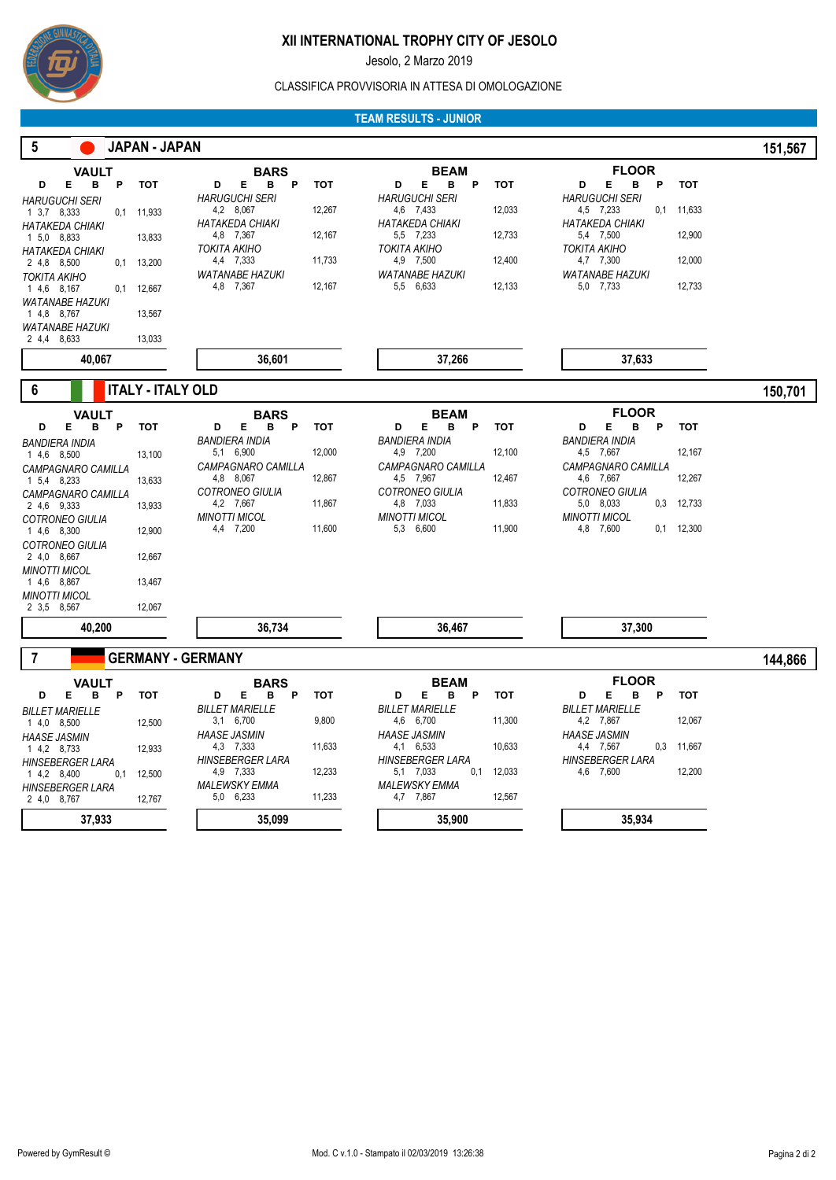# XII INTERNATIONAL TROPHY CITY OF JESOLO

Jesolo, 2 Marzo 2019

CLASSIFICA PROVVISORIA IN ATTESA DI OMOLOGAZIONE

## TEAM RESULTS - JUNIOR

### 5 JAPAN - JAPAN — 151,567

**VAULT**

| Gymnast | Vault | D | E | B | P | TOT |
|---|---|---|---|---|---|---|
| HARUGUCHI SERI | 1 | 3,7 | 8,333 | | 0,1 | 11,933 |
| HATAKEDA CHIAKI | 1 | 5,0 | 8,833 | | | 13,833 |
| HATAKEDA CHIAKI | 2 | 4,8 | 8,500 | | 0,1 | 13,200 |
| TOKITA AKIHO | 1 | 4,6 | 8,167 | | 0,1 | 12,667 |
| WATANABE HAZUKI | 1 | 4,8 | 8,767 | | | 13,567 |
| WATANABE HAZUKI | 2 | 4,4 | 8,633 | | | 13,033 |
| **Total** | | | | | | **40,067** |

**BARS**

| Gymnast | D | E | B | P | TOT |
|---|---|---|---|---|---|
| HARUGUCHI SERI | 4,2 | 8,067 | | | 12,267 |
| HATAKEDA CHIAKI | 4,8 | 7,367 | | | 12,167 |
| TOKITA AKIHO | 4,4 | 7,333 | | | 11,733 |
| WATANABE HAZUKI | 4,8 | 7,367 | | | 12,167 |
| **Total** | | | | | **36,601** |

**BEAM**

| Gymnast | D | E | B | P | TOT |
|---|---|---|---|---|---|
| HARUGUCHI SERI | 4,6 | 7,433 | | | 12,033 |
| HATAKEDA CHIAKI | 5,5 | 7,233 | | | 12,733 |
| TOKITA AKIHO | 4,9 | 7,500 | | | 12,400 |
| WATANABE HAZUKI | 5,5 | 6,633 | | | 12,133 |
| **Total** | | | | | **37,266** |

**FLOOR**

| Gymnast | D | E | B | P | TOT |
|---|---|---|---|---|---|
| HARUGUCHI SERI | 4,5 | 7,233 | | 0,1 | 11,633 |
| HATAKEDA CHIAKI | 5,4 | 7,500 | | | 12,900 |
| TOKITA AKIHO | 4,7 | 7,300 | | | 12,000 |
| WATANABE HAZUKI | 5,0 | 7,733 | | | 12,733 |
| **Total** | | | | | **37,633** |

### 6 ITALY - ITALY OLD — 150,701

**VAULT**

| Gymnast | Vault | D | E | B | P | TOT |
|---|---|---|---|---|---|---|
| BANDIERA INDIA | 1 | 4,6 | 8,500 | | | 13,100 |
| CAMPAGNARO CAMILLA | 1 | 5,4 | 8,233 | | | 13,633 |
| CAMPAGNARO CAMILLA | 2 | 4,6 | 9,333 | | | 13,933 |
| COTRONEO GIULIA | 1 | 4,6 | 8,300 | | | 12,900 |
| COTRONEO GIULIA | 2 | 4,0 | 8,667 | | | 12,667 |
| MINOTTI MICOL | 1 | 4,6 | 8,867 | | | 13,467 |
| MINOTTI MICOL | 2 | 3,5 | 8,567 | | | 12,067 |
| **Total** | | | | | | **40,200** |

**BARS**

| Gymnast | D | E | B | P | TOT |
|---|---|---|---|---|---|
| BANDIERA INDIA | 5,1 | 6,900 | | | 12,000 |
| CAMPAGNARO CAMILLA | 4,8 | 8,067 | | | 12,867 |
| COTRONEO GIULIA | 4,2 | 7,667 | | | 11,867 |
| MINOTTI MICOL | 4,4 | 7,200 | | | 11,600 |
| **Total** | | | | | **36,734** |

**BEAM**

| Gymnast | D | E | B | P | TOT |
|---|---|---|---|---|---|
| BANDIERA INDIA | 4,9 | 7,200 | | | 12,100 |
| CAMPAGNARO CAMILLA | 4,5 | 7,967 | | | 12,467 |
| COTRONEO GIULIA | 4,8 | 7,033 | | | 11,833 |
| MINOTTI MICOL | 5,3 | 6,600 | | | 11,900 |
| **Total** | | | | | **36,467** |

**FLOOR**

| Gymnast | D | E | B | P | TOT |
|---|---|---|---|---|---|
| BANDIERA INDIA | 4,5 | 7,667 | | | 12,167 |
| CAMPAGNARO CAMILLA | 4,6 | 7,667 | | | 12,267 |
| COTRONEO GIULIA | 5,0 | 8,033 | | 0,3 | 12,733 |
| MINOTTI MICOL | 4,8 | 7,600 | | 0,1 | 12,300 |
| **Total** | | | | | **37,300** |

### 7 GERMANY - GERMANY — 144,866

**VAULT**

| Gymnast | Vault | D | E | B | P | TOT |
|---|---|---|---|---|---|---|
| BILLET MARIELLE | 1 | 4,0 | 8,500 | | | 12,500 |
| HAASE JASMIN | 1 | 4,2 | 8,733 | | | 12,933 |
| HINSEBERGER LARA | 1 | 4,2 | 8,400 | | 0,1 | 12,500 |
| HINSEBERGER LARA | 2 | 4,0 | 8,767 | | | 12,767 |
| **Total** | | | | | | **37,933** |

**BARS**

| Gymnast | D | E | B | P | TOT |
|---|---|---|---|---|---|
| BILLET MARIELLE | 3,1 | 6,700 | | | 9,800 |
| HAASE JASMIN | 4,3 | 7,333 | | | 11,633 |
| HINSEBERGER LARA | 4,9 | 7,333 | | | 12,233 |
| MALEWSKY EMMA | 5,0 | 6,233 | | | 11,233 |
| **Total** | | | | | **35,099** |

**BEAM**

| Gymnast | D | E | B | P | TOT |
|---|---|---|---|---|---|
| BILLET MARIELLE | 4,6 | 6,700 | | | 11,300 |
| HAASE JASMIN | 4,1 | 6,533 | | | 10,633 |
| HINSEBERGER LARA | 5,1 | 7,033 | | 0,1 | 12,033 |
| MALEWSKY EMMA | 4,7 | 7,867 | | | 12,567 |
| **Total** | | | | | **35,900** |

**FLOOR**

| Gymnast | D | E | B | P | TOT |
|---|---|---|---|---|---|
| BILLET MARIELLE | 4,2 | 7,867 | | | 12,067 |
| HAASE JASMIN | 4,4 | 7,567 | | 0,3 | 11,667 |
| HINSEBERGER LARA | 4,6 | 7,600 | | | 12,200 |
| **Total** | | | | | **35,934** |

Powered by GymResult © — Mod. C v.1.0 - Stampato il 02/03/2019 13:26:38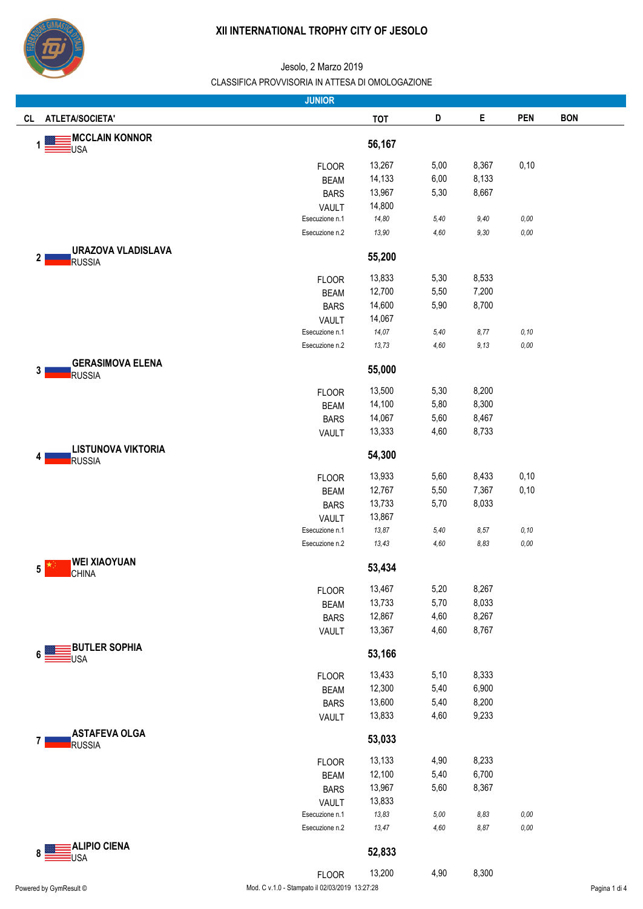# XII INTERNATIONAL TROPHY CITY OF JESOLO

Jesolo, 2 Marzo 2019

CLASSIFICA PROVVISORIA IN ATTESA DI OMOLOGAZIONE

## JUNIOR

| CL | ATLETA/SOCIETA' | | TOT | D | E | PEN | BON |
|---|---|---|---|---|---|---|---|
| 1 | **MCCLAIN KONNOR** USA | | **56,167** | | | | |
| | | FLOOR | 13,267 | 5,00 | 8,367 | 0,10 | |
| | | BEAM | 14,133 | 6,00 | 8,133 | | |
| | | BARS | 13,967 | 5,30 | 8,667 | | |
| | | VAULT | 14,800 | | | | |
| | | Esecuzione n.1 | *14,80* | *5,40* | *9,40* | *0,00* | |
| | | Esecuzione n.2 | *13,90* | *4,60* | *9,30* | *0,00* | |
| 2 | **URAZOVA VLADISLAVA** RUSSIA | | **55,200** | | | | |
| | | FLOOR | 13,833 | 5,30 | 8,533 | | |
| | | BEAM | 12,700 | 5,50 | 7,200 | | |
| | | BARS | 14,600 | 5,90 | 8,700 | | |
| | | VAULT | 14,067 | | | | |
| | | Esecuzione n.1 | *14,07* | *5,40* | *8,77* | *0,10* | |
| | | Esecuzione n.2 | *13,73* | *4,60* | *9,13* | *0,00* | |
| 3 | **GERASIMOVA ELENA** RUSSIA | | **55,000** | | | | |
| | | FLOOR | 13,500 | 5,30 | 8,200 | | |
| | | BEAM | 14,100 | 5,80 | 8,300 | | |
| | | BARS | 14,067 | 5,60 | 8,467 | | |
| | | VAULT | 13,333 | 4,60 | 8,733 | | |
| 4 | **LISTUNOVA VIKTORIA** RUSSIA | | **54,300** | | | | |
| | | FLOOR | 13,933 | 5,60 | 8,433 | 0,10 | |
| | | BEAM | 12,767 | 5,50 | 7,367 | 0,10 | |
| | | BARS | 13,733 | 5,70 | 8,033 | | |
| | | VAULT | 13,867 | | | | |
| | | Esecuzione n.1 | *13,87* | *5,40* | *8,57* | *0,10* | |
| | | Esecuzione n.2 | *13,43* | *4,60* | *8,83* | *0,00* | |
| 5 | **WEI XIAOYUAN** CHINA | | **53,434** | | | | |
| | | FLOOR | 13,467 | 5,20 | 8,267 | | |
| | | BEAM | 13,733 | 5,70 | 8,033 | | |
| | | BARS | 12,867 | 4,60 | 8,267 | | |
| | | VAULT | 13,367 | 4,60 | 8,767 | | |
| 6 | **BUTLER SOPHIA** USA | | **53,166** | | | | |
| | | FLOOR | 13,433 | 5,10 | 8,333 | | |
| | | BEAM | 12,300 | 5,40 | 6,900 | | |
| | | BARS | 13,600 | 5,40 | 8,200 | | |
| | | VAULT | 13,833 | 4,60 | 9,233 | | |
| 7 | **ASTAFEVA OLGA** RUSSIA | | **53,033** | | | | |
| | | FLOOR | 13,133 | 4,90 | 8,233 | | |
| | | BEAM | 12,100 | 5,40 | 6,700 | | |
| | | BARS | 13,967 | 5,60 | 8,367 | | |
| | | VAULT | 13,833 | | | | |
| | | Esecuzione n.1 | *13,83* | *5,00* | *8,83* | *0,00* | |
| | | Esecuzione n.2 | *13,47* | *4,60* | *8,87* | *0,00* | |
| 8 | **ALIPIO CIENA** USA | | **52,833** | | | | |
| | | FLOOR | 13,200 | 4,90 | 8,300 | | |

Powered by GymResult © Mod. C v.1.0 - Stampato il 02/03/2019 13:27:28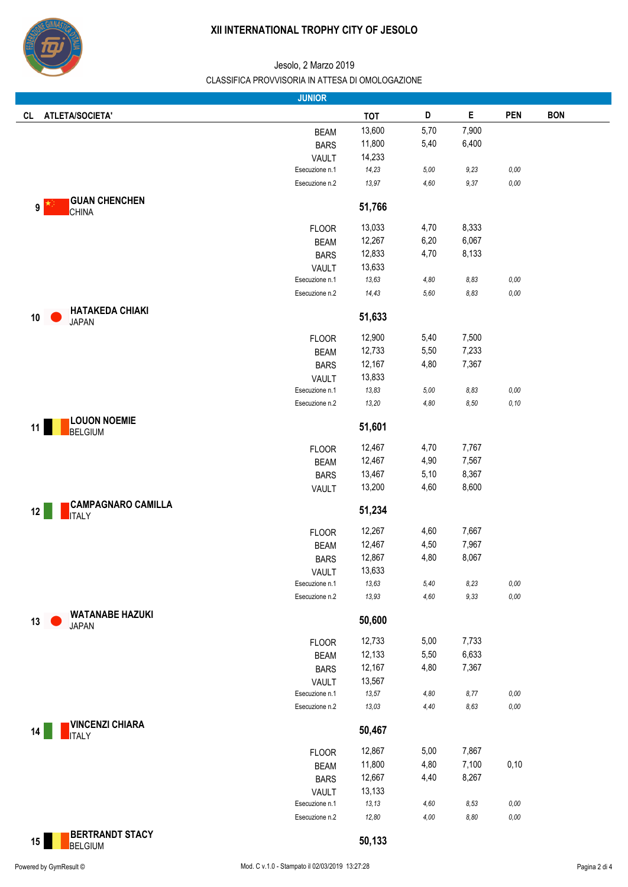# XII INTERNATIONAL TROPHY CITY OF JESOLO

Jesolo, 2 Marzo 2019

CLASSIFICA PROVVISORIA IN ATTESA DI OMOLOGAZIONE

**JUNIOR**

| CL | ATLETA/SOCIETA' | | TOT | D | E | PEN | BON |
|---|---|---|---|---|---|---|---|
| | | BEAM | 13,600 | 5,70 | 7,900 | | |
| | | BARS | 11,800 | 5,40 | 6,400 | | |
| | | VAULT | 14,233 | | | | |
| | | *Esecuzione n.1* | *14,23* | *5,00* | *9,23* | *0,00* | |
| | | *Esecuzione n.2* | *13,97* | *4,60* | *9,37* | *0,00* | |
| **9** | **GUAN CHENCHEN** CHINA | | **51,766** | | | | |
| | | FLOOR | 13,033 | 4,70 | 8,333 | | |
| | | BEAM | 12,267 | 6,20 | 6,067 | | |
| | | BARS | 12,833 | 4,70 | 8,133 | | |
| | | VAULT | 13,633 | | | | |
| | | *Esecuzione n.1* | *13,63* | *4,80* | *8,83* | *0,00* | |
| | | *Esecuzione n.2* | *14,43* | *5,60* | *8,83* | *0,00* | |
| **10** | **HATAKEDA CHIAKI** JAPAN | | **51,633** | | | | |
| | | FLOOR | 12,900 | 5,40 | 7,500 | | |
| | | BEAM | 12,733 | 5,50 | 7,233 | | |
| | | BARS | 12,167 | 4,80 | 7,367 | | |
| | | VAULT | 13,833 | | | | |
| | | *Esecuzione n.1* | *13,83* | *5,00* | *8,83* | *0,00* | |
| | | *Esecuzione n.2* | *13,20* | *4,80* | *8,50* | *0,10* | |
| **11** | **LOUON NOEMIE** BELGIUM | | **51,601** | | | | |
| | | FLOOR | 12,467 | 4,70 | 7,767 | | |
| | | BEAM | 12,467 | 4,90 | 7,567 | | |
| | | BARS | 13,467 | 5,10 | 8,367 | | |
| | | VAULT | 13,200 | 4,60 | 8,600 | | |
| **12** | **CAMPAGNARO CAMILLA** ITALY | | **51,234** | | | | |
| | | FLOOR | 12,267 | 4,60 | 7,667 | | |
| | | BEAM | 12,467 | 4,50 | 7,967 | | |
| | | BARS | 12,867 | 4,80 | 8,067 | | |
| | | VAULT | 13,633 | | | | |
| | | *Esecuzione n.1* | *13,63* | *5,40* | *8,23* | *0,00* | |
| | | *Esecuzione n.2* | *13,93* | *4,60* | *9,33* | *0,00* | |
| **13** | **WATANABE HAZUKI** JAPAN | | **50,600** | | | | |
| | | FLOOR | 12,733 | 5,00 | 7,733 | | |
| | | BEAM | 12,133 | 5,50 | 6,633 | | |
| | | BARS | 12,167 | 4,80 | 7,367 | | |
| | | VAULT | 13,567 | | | | |
| | | *Esecuzione n.1* | *13,57* | *4,80* | *8,77* | *0,00* | |
| | | *Esecuzione n.2* | *13,03* | *4,40* | *8,63* | *0,00* | |
| **14** | **VINCENZI CHIARA** ITALY | | **50,467** | | | | |
| | | FLOOR | 12,867 | 5,00 | 7,867 | | |
| | | BEAM | 11,800 | 4,80 | 7,100 | 0,10 | |
| | | BARS | 12,667 | 4,40 | 8,267 | | |
| | | VAULT | 13,133 | | | | |
| | | *Esecuzione n.1* | *13,13* | *4,60* | *8,53* | *0,00* | |
| | | *Esecuzione n.2* | *12,80* | *4,00* | *8,80* | *0,00* | |
| **15** | **BERTRANDT STACY** BELGIUM | | **50,133** | | | | |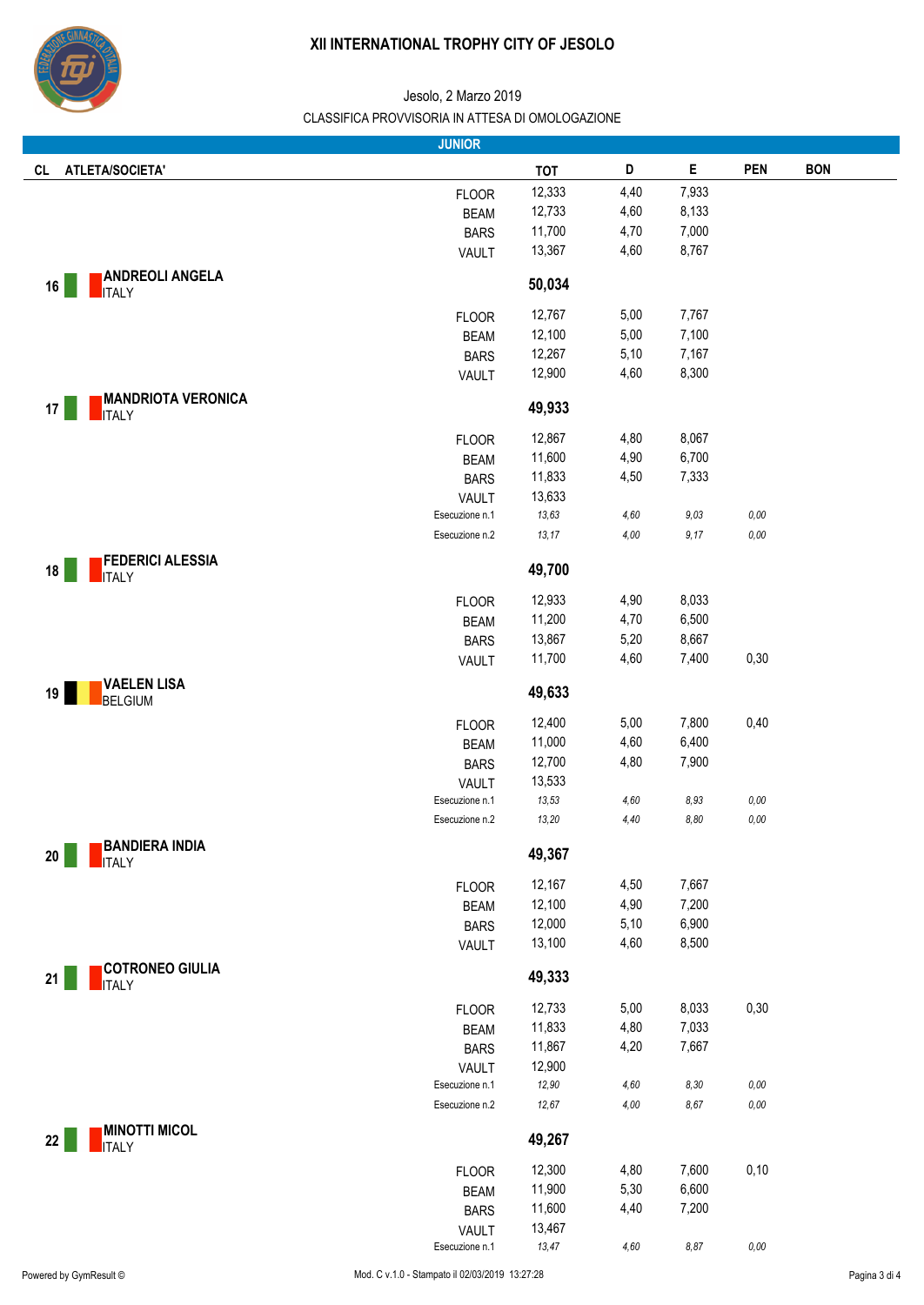# XII INTERNATIONAL TROPHY CITY OF JESOLO

Jesolo, 2 Marzo 2019

CLASSIFICA PROVVISORIA IN ATTESA DI OMOLOGAZIONE

## JUNIOR

| CL | ATLETA/SOCIETA' | | TOT | D | E | PEN | BON |
|---|---|---|---|---|---|---|---|
| | | FLOOR | 12,333 | 4,40 | 7,933 | | |
| | | BEAM | 12,733 | 4,60 | 8,133 | | |
| | | BARS | 11,700 | 4,70 | 7,000 | | |
| | | VAULT | 13,367 | 4,60 | 8,767 | | |
| 16 | **ANDREOLI ANGELA** ITALY | | **50,034** | | | | |
| | | FLOOR | 12,767 | 5,00 | 7,767 | | |
| | | BEAM | 12,100 | 5,00 | 7,100 | | |
| | | BARS | 12,267 | 5,10 | 7,167 | | |
| | | VAULT | 12,900 | 4,60 | 8,300 | | |
| 17 | **MANDRIOTA VERONICA** ITALY | | **49,933** | | | | |
| | | FLOOR | 12,867 | 4,80 | 8,067 | | |
| | | BEAM | 11,600 | 4,90 | 6,700 | | |
| | | BARS | 11,833 | 4,50 | 7,333 | | |
| | | VAULT | 13,633 | | | | |
| | | *Esecuzione n.1* | *13,63* | *4,60* | *9,03* | *0,00* | |
| | | *Esecuzione n.2* | *13,17* | *4,00* | *9,17* | *0,00* | |
| 18 | **FEDERICI ALESSIA** ITALY | | **49,700** | | | | |
| | | FLOOR | 12,933 | 4,90 | 8,033 | | |
| | | BEAM | 11,200 | 4,70 | 6,500 | | |
| | | BARS | 13,867 | 5,20 | 8,667 | | |
| | | VAULT | 11,700 | 4,60 | 7,400 | 0,30 | |
| 19 | **VAELEN LISA** BELGIUM | | **49,633** | | | | |
| | | FLOOR | 12,400 | 5,00 | 7,800 | 0,40 | |
| | | BEAM | 11,000 | 4,60 | 6,400 | | |
| | | BARS | 12,700 | 4,80 | 7,900 | | |
| | | VAULT | 13,533 | | | | |
| | | *Esecuzione n.1* | *13,53* | *4,60* | *8,93* | *0,00* | |
| | | *Esecuzione n.2* | *13,20* | *4,40* | *8,80* | *0,00* | |
| 20 | **BANDIERA INDIA** ITALY | | **49,367** | | | | |
| | | FLOOR | 12,167 | 4,50 | 7,667 | | |
| | | BEAM | 12,100 | 4,90 | 7,200 | | |
| | | BARS | 12,000 | 5,10 | 6,900 | | |
| | | VAULT | 13,100 | 4,60 | 8,500 | | |
| 21 | **COTRONEO GIULIA** ITALY | | **49,333** | | | | |
| | | FLOOR | 12,733 | 5,00 | 8,033 | 0,30 | |
| | | BEAM | 11,833 | 4,80 | 7,033 | | |
| | | BARS | 11,867 | 4,20 | 7,667 | | |
| | | VAULT | 12,900 | | | | |
| | | *Esecuzione n.1* | *12,90* | *4,60* | *8,30* | *0,00* | |
| | | *Esecuzione n.2* | *12,67* | *4,00* | *8,67* | *0,00* | |
| 22 | **MINOTTI MICOL** ITALY | | **49,267** | | | | |
| | | FLOOR | 12,300 | 4,80 | 7,600 | 0,10 | |
| | | BEAM | 11,900 | 5,30 | 6,600 | | |
| | | BARS | 11,600 | 4,40 | 7,200 | | |
| | | VAULT | 13,467 | | | | |
| | | *Esecuzione n.1* | *13,47* | *4,60* | *8,87* | *0,00* | |

Powered by GymResult ©

Mod. C v.1.0 - Stampato il 02/03/2019 13:27:28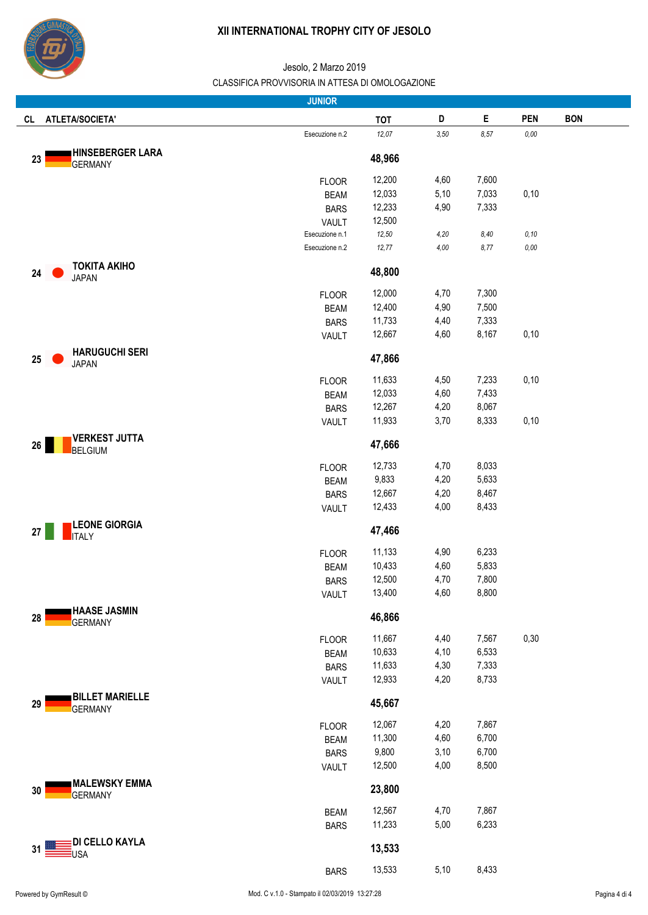# XII INTERNATIONAL TROPHY CITY OF JESOLO

Jesolo, 2 Marzo 2019

CLASSIFICA PROVVISORIA IN ATTESA DI OMOLOGAZIONE

## JUNIOR

| CL | ATLETA/SOCIETA' | | TOT | D | E | PEN | BON |
|---|---|---|---|---|---|---|---|
| | | *Esecuzione n.2* | *12,07* | *3,50* | *8,57* | *0,00* | |
| 23 | **HINSEBERGER LARA** GERMANY | | **48,966** | | | | |
| | | FLOOR | 12,200 | 4,60 | 7,600 | | |
| | | BEAM | 12,033 | 5,10 | 7,033 | 0,10 | |
| | | BARS | 12,233 | 4,90 | 7,333 | | |
| | | VAULT | 12,500 | | | | |
| | | *Esecuzione n.1* | *12,50* | *4,20* | *8,40* | *0,10* | |
| | | *Esecuzione n.2* | *12,77* | *4,00* | *8,77* | *0,00* | |
| 24 | **TOKITA AKIHO** JAPAN | | **48,800** | | | | |
| | | FLOOR | 12,000 | 4,70 | 7,300 | | |
| | | BEAM | 12,400 | 4,90 | 7,500 | | |
| | | BARS | 11,733 | 4,40 | 7,333 | | |
| | | VAULT | 12,667 | 4,60 | 8,167 | 0,10 | |
| 25 | **HARUGUCHI SERI** JAPAN | | **47,866** | | | | |
| | | FLOOR | 11,633 | 4,50 | 7,233 | 0,10 | |
| | | BEAM | 12,033 | 4,60 | 7,433 | | |
| | | BARS | 12,267 | 4,20 | 8,067 | | |
| | | VAULT | 11,933 | 3,70 | 8,333 | 0,10 | |
| 26 | **VERKEST JUTTA** BELGIUM | | **47,666** | | | | |
| | | FLOOR | 12,733 | 4,70 | 8,033 | | |
| | | BEAM | 9,833 | 4,20 | 5,633 | | |
| | | BARS | 12,667 | 4,20 | 8,467 | | |
| | | VAULT | 12,433 | 4,00 | 8,433 | | |
| 27 | **LEONE GIORGIA** ITALY | | **47,466** | | | | |
| | | FLOOR | 11,133 | 4,90 | 6,233 | | |
| | | BEAM | 10,433 | 4,60 | 5,833 | | |
| | | BARS | 12,500 | 4,70 | 7,800 | | |
| | | VAULT | 13,400 | 4,60 | 8,800 | | |
| 28 | **HAASE JASMIN** GERMANY | | **46,866** | | | | |
| | | FLOOR | 11,667 | 4,40 | 7,567 | 0,30 | |
| | | BEAM | 10,633 | 4,10 | 6,533 | | |
| | | BARS | 11,633 | 4,30 | 7,333 | | |
| | | VAULT | 12,933 | 4,20 | 8,733 | | |
| 29 | **BILLET MARIELLE** GERMANY | | **45,667** | | | | |
| | | FLOOR | 12,067 | 4,20 | 7,867 | | |
| | | BEAM | 11,300 | 4,60 | 6,700 | | |
| | | BARS | 9,800 | 3,10 | 6,700 | | |
| | | VAULT | 12,500 | 4,00 | 8,500 | | |
| 30 | **MALEWSKY EMMA** GERMANY | | **23,800** | | | | |
| | | BEAM | 12,567 | 4,70 | 7,867 | | |
| | | BARS | 11,233 | 5,00 | 6,233 | | |
| 31 | **DI CELLO KAYLA** USA | | **13,533** | | | | |
| | | BARS | 13,533 | 5,10 | 8,433 | | |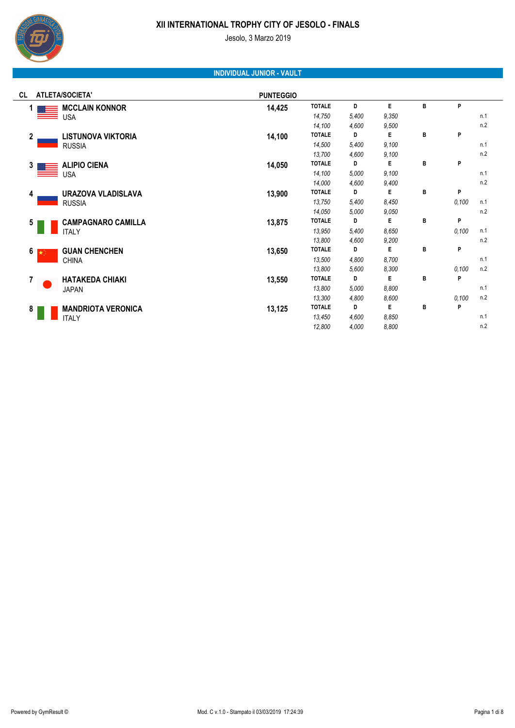# XII INTERNATIONAL TROPHY CITY OF JESOLO - FINALS

Jesolo, 3 Marzo 2019

## INDIVIDUAL JUNIOR - VAULT

| CL | ATLETA/SOCIETA' | PUNTEGGIO | TOTALE | D | E | B | P | |
|---|---|---|---|---|---|---|---|---|
| 1 | **MCCLAIN KONNOR** USA | **14,425** | *14,750* | *5,400* | *9,350* | | | n.1 |
| | | | *14,100* | *4,600* | *9,500* | | | n.2 |
| 2 | **LISTUNOVA VIKTORIA** RUSSIA | **14,100** | *14,500* | *5,400* | *9,100* | | | n.1 |
| | | | *13,700* | *4,600* | *9,100* | | | n.2 |
| 3 | **ALIPIO CIENA** USA | **14,050** | *14,100* | *5,000* | *9,100* | | | n.1 |
| | | | *14,000* | *4,600* | *9,400* | | | n.2 |
| 4 | **URAZOVA VLADISLAVA** RUSSIA | **13,900** | *13,750* | *5,400* | *8,450* | | *0,100* | n.1 |
| | | | *14,050* | *5,000* | *9,050* | | | n.2 |
| 5 | **CAMPAGNARO CAMILLA** ITALY | **13,875** | *13,950* | *5,400* | *8,650* | | *0,100* | n.1 |
| | | | *13,800* | *4,600* | *9,200* | | | n.2 |
| 6 | **GUAN CHENCHEN** CHINA | **13,650** | *13,500* | *4,800* | *8,700* | | | n.1 |
| | | | *13,800* | *5,600* | *8,300* | | *0,100* | n.2 |
| 7 | **HATAKEDA CHIAKI** JAPAN | **13,550** | *13,800* | *5,000* | *8,800* | | | n.1 |
| | | | *13,300* | *4,800* | *8,600* | | *0,100* | n.2 |
| 8 | **MANDRIOTA VERONICA** ITALY | **13,125** | *13,450* | *4,600* | *8,850* | | | n.1 |
| | | | *12,800* | *4,000* | *8,800* | | | n.2 |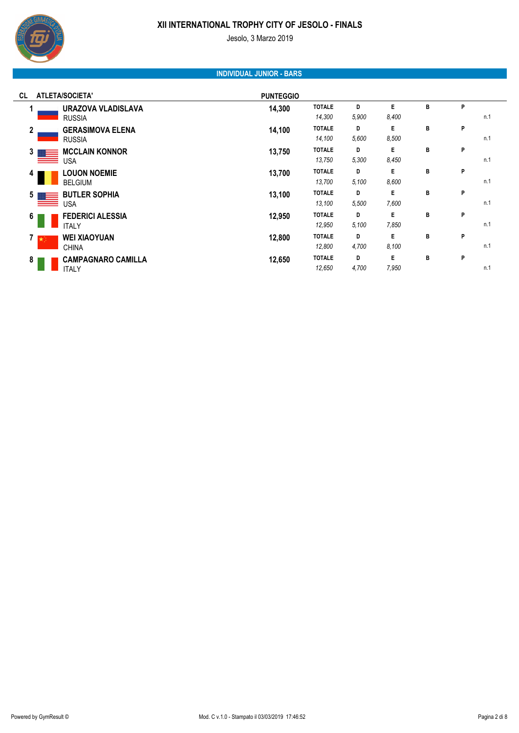# XII INTERNATIONAL TROPHY CITY OF JESOLO - FINALS

Jesolo, 3 Marzo 2019

## INDIVIDUAL JUNIOR - BARS

| CL | ATLETA/SOCIETA' | PUNTEGGIO | TOTALE | D | E | B | P | |
|---|---|---|---|---|---|---|---|---|
| 1 | **URAZOVA VLADISLAVA**<br>RUSSIA | **14,300** | *14,300* | *5,900* | *8,400* | | | n.1 |
| 2 | **GERASIMOVA ELENA**<br>RUSSIA | **14,100** | *14,100* | *5,600* | *8,500* | | | n.1 |
| 3 | **MCCLAIN KONNOR**<br>USA | **13,750** | *13,750* | *5,300* | *8,450* | | | n.1 |
| 4 | **LOUON NOEMIE**<br>BELGIUM | **13,700** | *13,700* | *5,100* | *8,600* | | | n.1 |
| 5 | **BUTLER SOPHIA**<br>USA | **13,100** | *13,100* | *5,500* | *7,600* | | | n.1 |
| 6 | **FEDERICI ALESSIA**<br>ITALY | **12,950** | *12,950* | *5,100* | *7,850* | | | n.1 |
| 7 | **WEI XIAOYUAN**<br>CHINA | **12,800** | *12,800* | *4,700* | *8,100* | | | n.1 |
| 8 | **CAMPAGNARO CAMILLA**<br>ITALY | **12,650** | *12,650* | *4,700* | *7,950* | | | n.1 |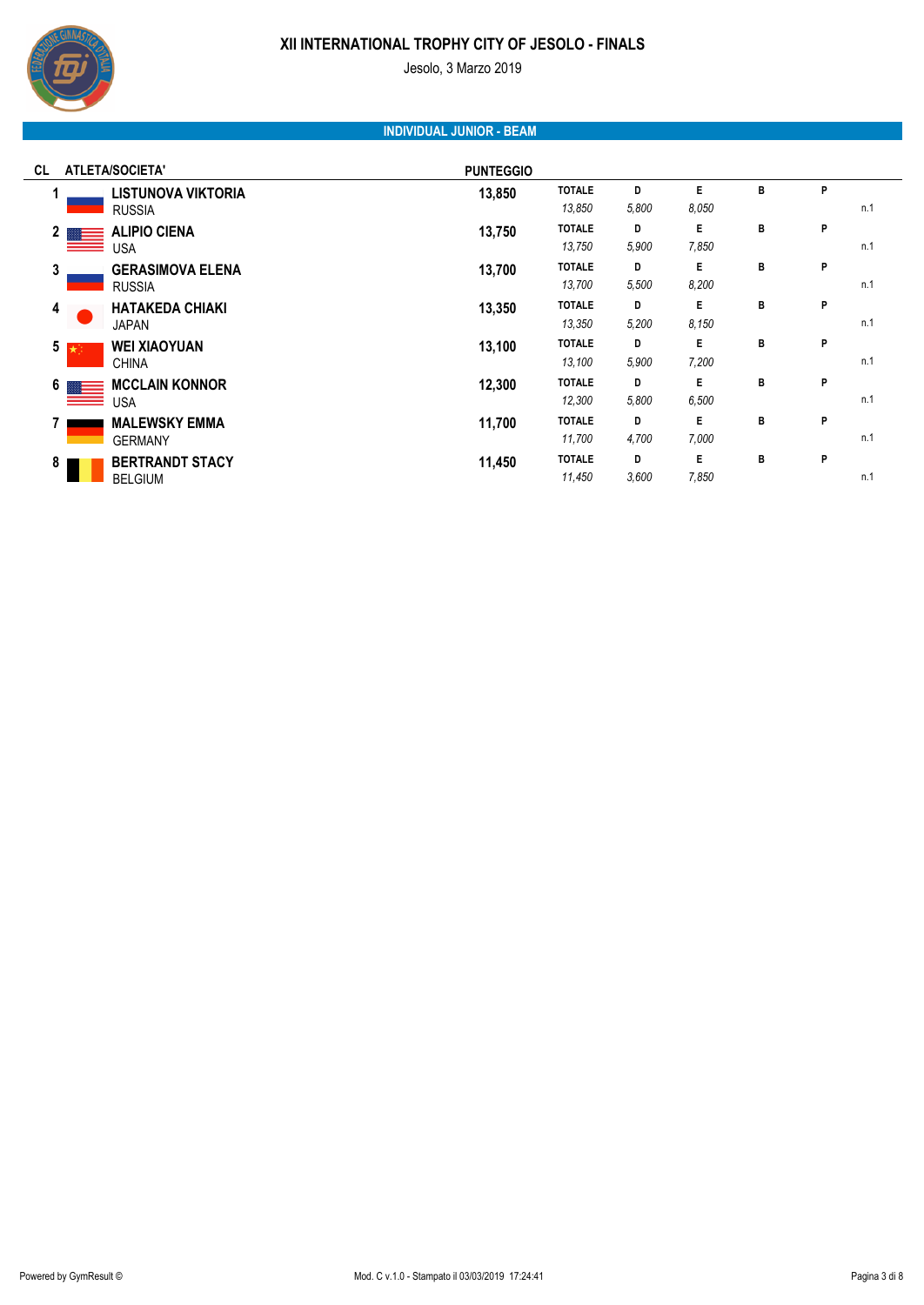# XII INTERNATIONAL TROPHY CITY OF JESOLO - FINALS

Jesolo, 3 Marzo 2019

## INDIVIDUAL JUNIOR - BEAM

| CL | ATLETA/SOCIETA' | PUNTEGGIO | TOTALE | D | E | B | P | |
|---|---|---|---|---|---|---|---|---|
| 1 | **LISTUNOVA VIKTORIA**<br>RUSSIA | **13,850** | *13,850* | *5,800* | *8,050* | | | n.1 |
| 2 | **ALIPIO CIENA**<br>USA | **13,750** | *13,750* | *5,900* | *7,850* | | | n.1 |
| 3 | **GERASIMOVA ELENA**<br>RUSSIA | **13,700** | *13,700* | *5,500* | *8,200* | | | n.1 |
| 4 | **HATAKEDA CHIAKI**<br>JAPAN | **13,350** | *13,350* | *5,200* | *8,150* | | | n.1 |
| 5 | **WEI XIAOYUAN**<br>CHINA | **13,100** | *13,100* | *5,900* | *7,200* | | | n.1 |
| 6 | **MCCLAIN KONNOR**<br>USA | **12,300** | *12,300* | *5,800* | *6,500* | | | n.1 |
| 7 | **MALEWSKY EMMA**<br>GERMANY | **11,700** | *11,700* | *4,700* | *7,000* | | | n.1 |
| 8 | **BERTRANDT STACY**<br>BELGIUM | **11,450** | *11,450* | *3,600* | *7,850* | | | n.1 |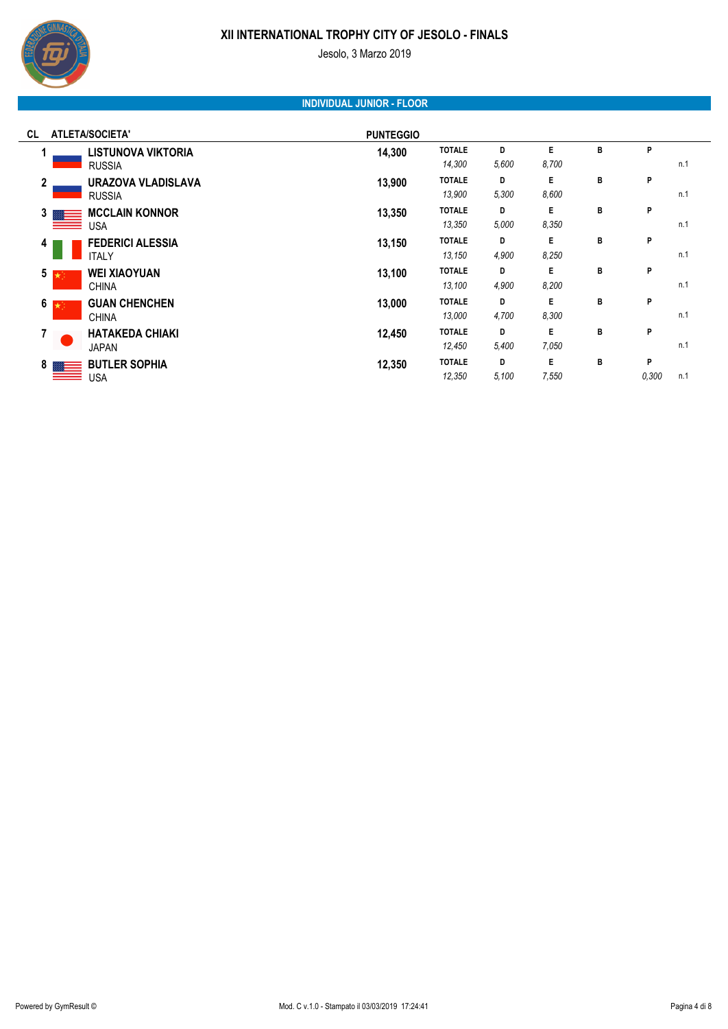# XII INTERNATIONAL TROPHY CITY OF JESOLO - FINALS

Jesolo, 3 Marzo 2019

## INDIVIDUAL JUNIOR - FLOOR

| CL | ATLETA/SOCIETA' | PUNTEGGIO | TOTALE | D | E | B | P | |
|---|---|---|---|---|---|---|---|---|
| 1 | **LISTUNOVA VIKTORIA** RUSSIA | **14,300** | *14,300* | *5,600* | *8,700* | | | n.1 |
| 2 | **URAZOVA VLADISLAVA** RUSSIA | **13,900** | *13,900* | *5,300* | *8,600* | | | n.1 |
| 3 | **MCCLAIN KONNOR** USA | **13,350** | *13,350* | *5,000* | *8,350* | | | n.1 |
| 4 | **FEDERICI ALESSIA** ITALY | **13,150** | *13,150* | *4,900* | *8,250* | | | n.1 |
| 5 | **WEI XIAOYUAN** CHINA | **13,100** | *13,100* | *4,900* | *8,200* | | | n.1 |
| 6 | **GUAN CHENCHEN** CHINA | **13,000** | *13,000* | *4,700* | *8,300* | | | n.1 |
| 7 | **HATAKEDA CHIAKI** JAPAN | **12,450** | *12,450* | *5,400* | *7,050* | | | n.1 |
| 8 | **BUTLER SOPHIA** USA | **12,350** | *12,350* | *5,100* | *7,550* | | *0,300* | n.1 |

Powered by GymResult © Mod. C v.1.0 - Stampato il 03/03/2019 17:24:41